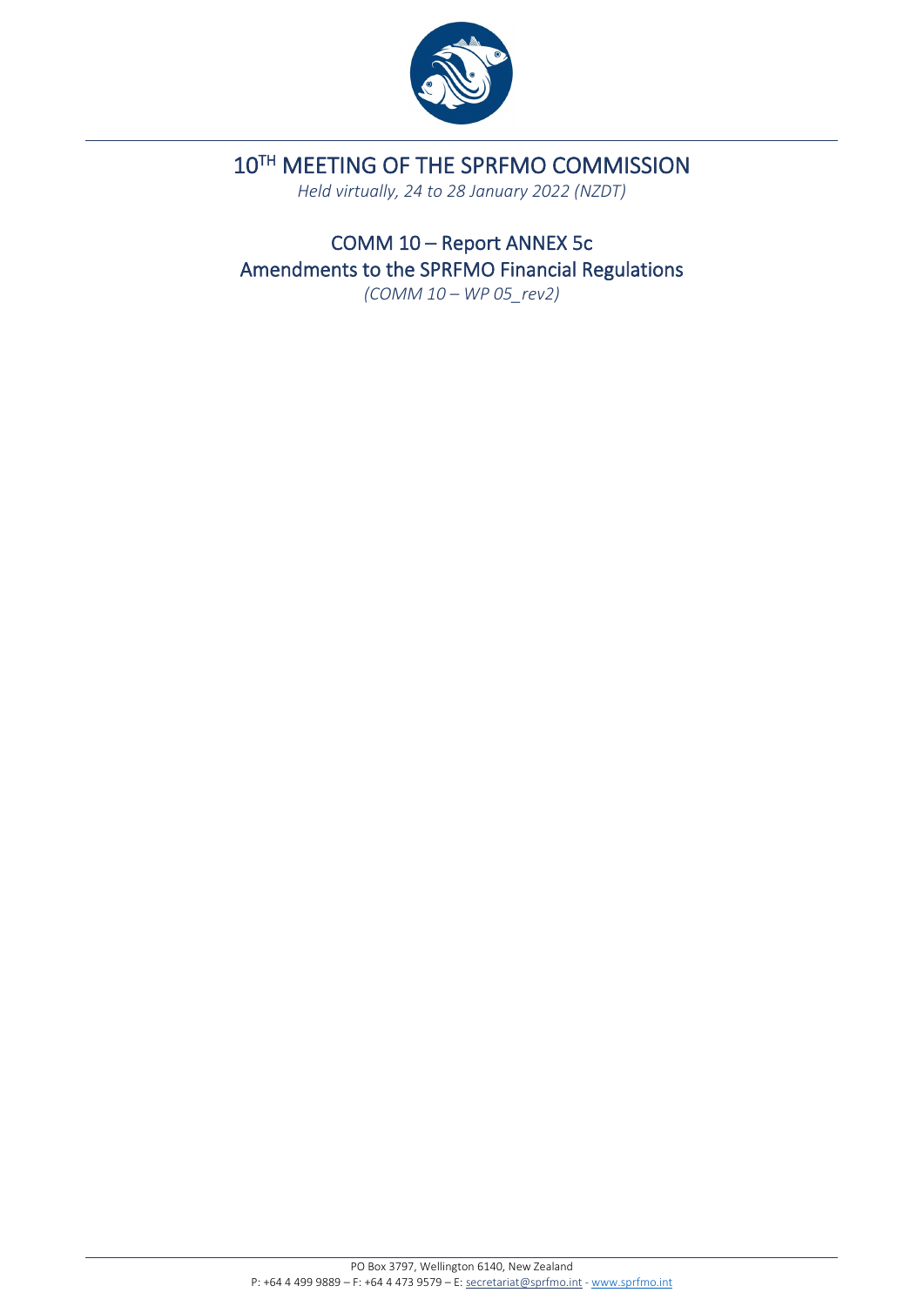# 10TH MEETING OF THE SPRFMO COMMISSION

*Held virtually, 24 to 28 January 2022 (NZDT)*

## COMM 10 – Report ANNEX 5c
## Amendments to the SPRFMO Financial Regulations

*(COMM 10 – WP 05_rev2)*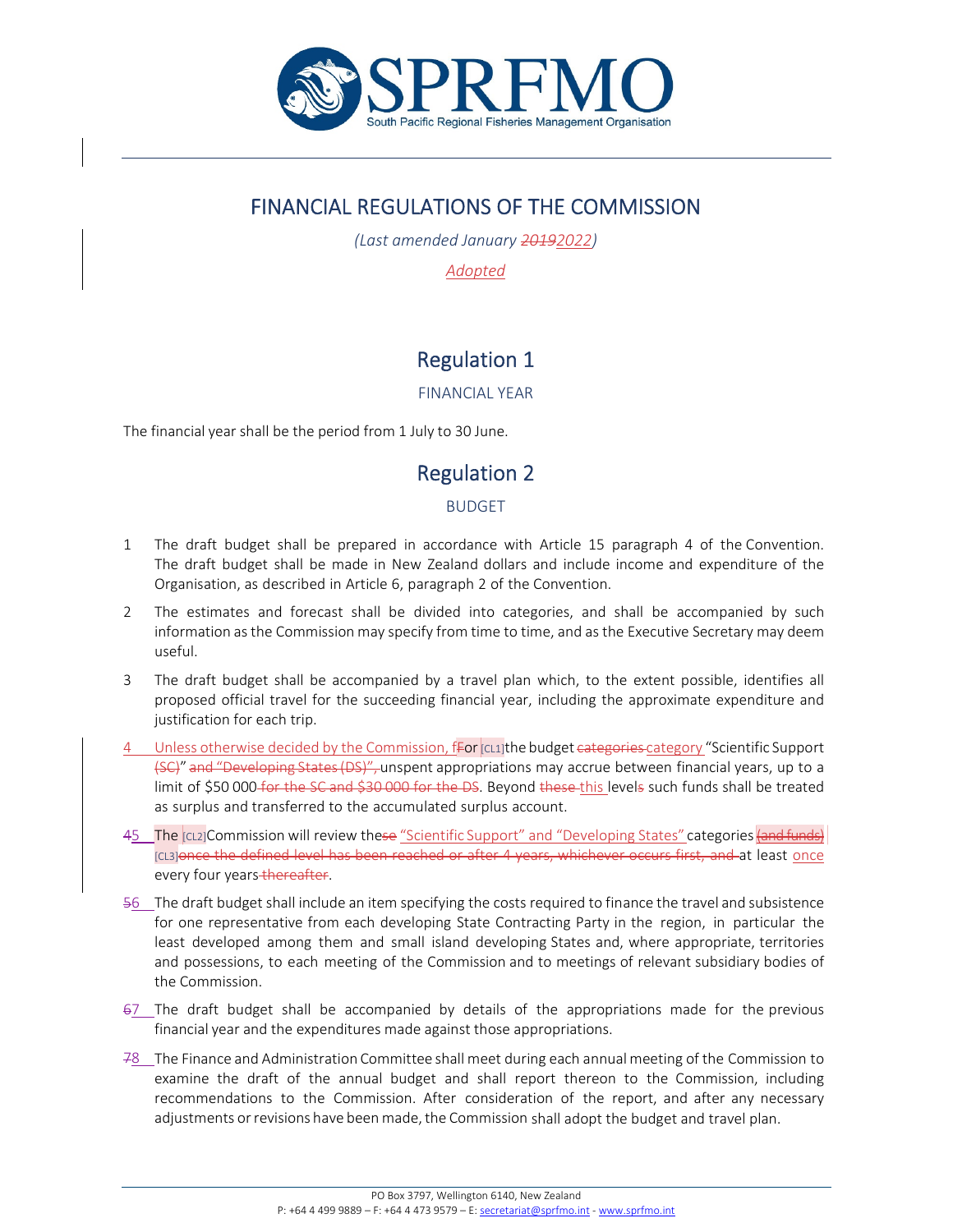# FINANCIAL REGULATIONS OF THE COMMISSION

*(Last amended January ~~2019~~2022)*

Adopted

## Regulation 1

### FINANCIAL YEAR

The financial year shall be the period from 1 July to 30 June.

## Regulation 2

### BUDGET

1 The draft budget shall be prepared in accordance with Article 15 paragraph 4 of the Convention. The draft budget shall be made in New Zealand dollars and include income and expenditure of the Organisation, as described in Article 6, paragraph 2 of the Convention.

2 The estimates and forecast shall be divided into categories, and shall be accompanied by such information as the Commission may specify from time to time, and as the Executive Secretary may deem useful.

3 The draft budget shall be accompanied by a travel plan which, to the extent possible, identifies all proposed official travel for the succeeding financial year, including the approximate expenditure and justification for each trip.

4 Unless otherwise decided by the Commission, f~~F~~or [CL1]the budget ~~categories~~ category "Scientific Support ~~(SC)~~" ~~and "Developing States (DS)",~~ unspent appropriations may accrue between financial years, up to a limit of $50 000 ~~for the SC and $30 000 for the DS~~. Beyond ~~these~~ this level~~s~~ such funds shall be treated as surplus and transferred to the accumulated surplus account.

~~4~~5 The [CL2]Commission will review the~~se~~ "Scientific Support" and "Developing States" categories ~~(and funds)~~ [CL3]~~once the defined level has been reached or after 4 years, whichever occurs first, and~~ at least once every four years ~~thereafter~~.

~~5~~6 The draft budget shall include an item specifying the costs required to finance the travel and subsistence for one representative from each developing State Contracting Party in the region, in particular the least developed among them and small island developing States and, where appropriate, territories and possessions, to each meeting of the Commission and to meetings of relevant subsidiary bodies of the Commission.

~~6~~7 The draft budget shall be accompanied by details of the appropriations made for the previous financial year and the expenditures made against those appropriations.

~~7~~8 The Finance and Administration Committee shall meet during each annual meeting of the Commission to examine the draft of the annual budget and shall report thereon to the Commission, including recommendations to the Commission. After consideration of the report, and after any necessary adjustments or revisions have been made, the Commission shall adopt the budget and travel plan.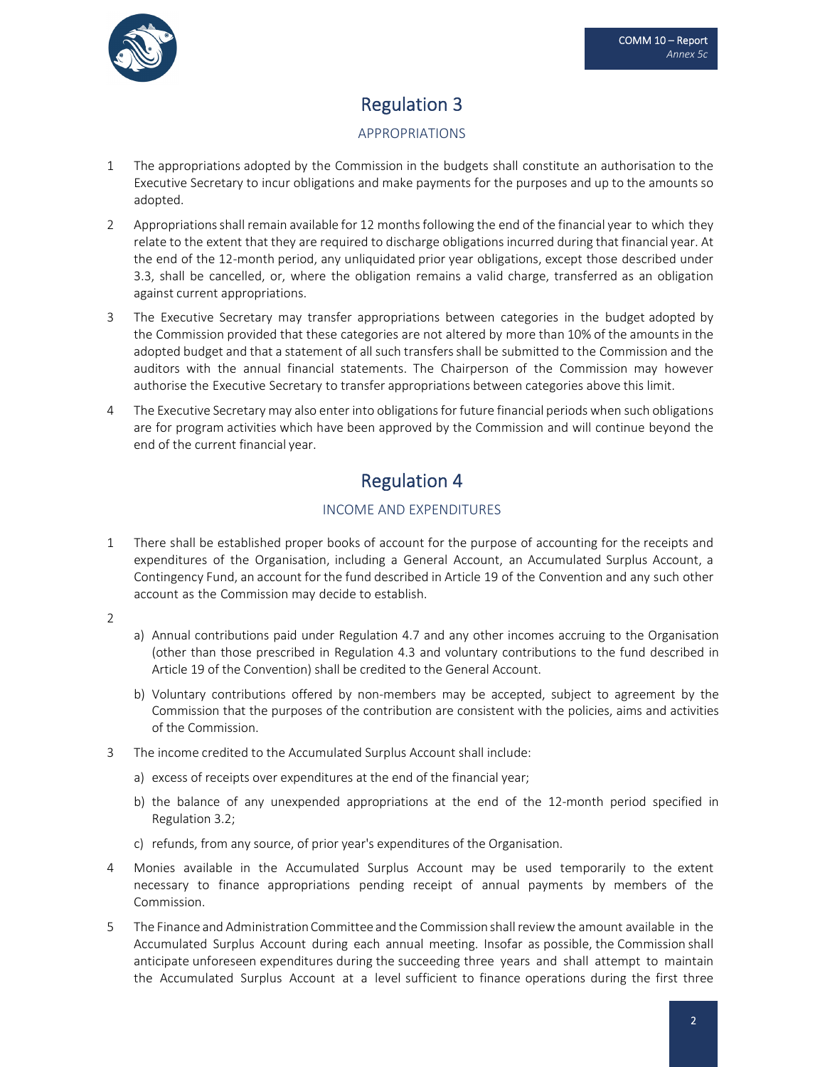## Regulation 3

### APPROPRIATIONS

1 The appropriations adopted by the Commission in the budgets shall constitute an authorisation to the Executive Secretary to incur obligations and make payments for the purposes and up to the amounts so adopted.

2 Appropriations shall remain available for 12 months following the end of the financial year to which they relate to the extent that they are required to discharge obligations incurred during that financial year. At the end of the 12-month period, any unliquidated prior year obligations, except those described under 3.3, shall be cancelled, or, where the obligation remains a valid charge, transferred as an obligation against current appropriations.

3 The Executive Secretary may transfer appropriations between categories in the budget adopted by the Commission provided that these categories are not altered by more than 10% of the amounts in the adopted budget and that a statement of all such transfers shall be submitted to the Commission and the auditors with the annual financial statements. The Chairperson of the Commission may however authorise the Executive Secretary to transfer appropriations between categories above this limit.

4 The Executive Secretary may also enter into obligations for future financial periods when such obligations are for program activities which have been approved by the Commission and will continue beyond the end of the current financial year.

## Regulation 4

### INCOME AND EXPENDITURES

1 There shall be established proper books of account for the purpose of accounting for the receipts and expenditures of the Organisation, including a General Account, an Accumulated Surplus Account, a Contingency Fund, an account for the fund described in Article 19 of the Convention and any such other account as the Commission may decide to establish.

2

a) Annual contributions paid under Regulation 4.7 and any other incomes accruing to the Organisation (other than those prescribed in Regulation 4.3 and voluntary contributions to the fund described in Article 19 of the Convention) shall be credited to the General Account.

b) Voluntary contributions offered by non-members may be accepted, subject to agreement by the Commission that the purposes of the contribution are consistent with the policies, aims and activities of the Commission.

3 The income credited to the Accumulated Surplus Account shall include:

a) excess of receipts over expenditures at the end of the financial year;

b) the balance of any unexpended appropriations at the end of the 12-month period specified in Regulation 3.2;

c) refunds, from any source, of prior year's expenditures of the Organisation.

4 Monies available in the Accumulated Surplus Account may be used temporarily to the extent necessary to finance appropriations pending receipt of annual payments by members of the Commission.

5 The Finance and Administration Committee and the Commission shall review the amount available in the Accumulated Surplus Account during each annual meeting. Insofar as possible, the Commission shall anticipate unforeseen expenditures during the succeeding three years and shall attempt to maintain the Accumulated Surplus Account at a level sufficient to finance operations during the first three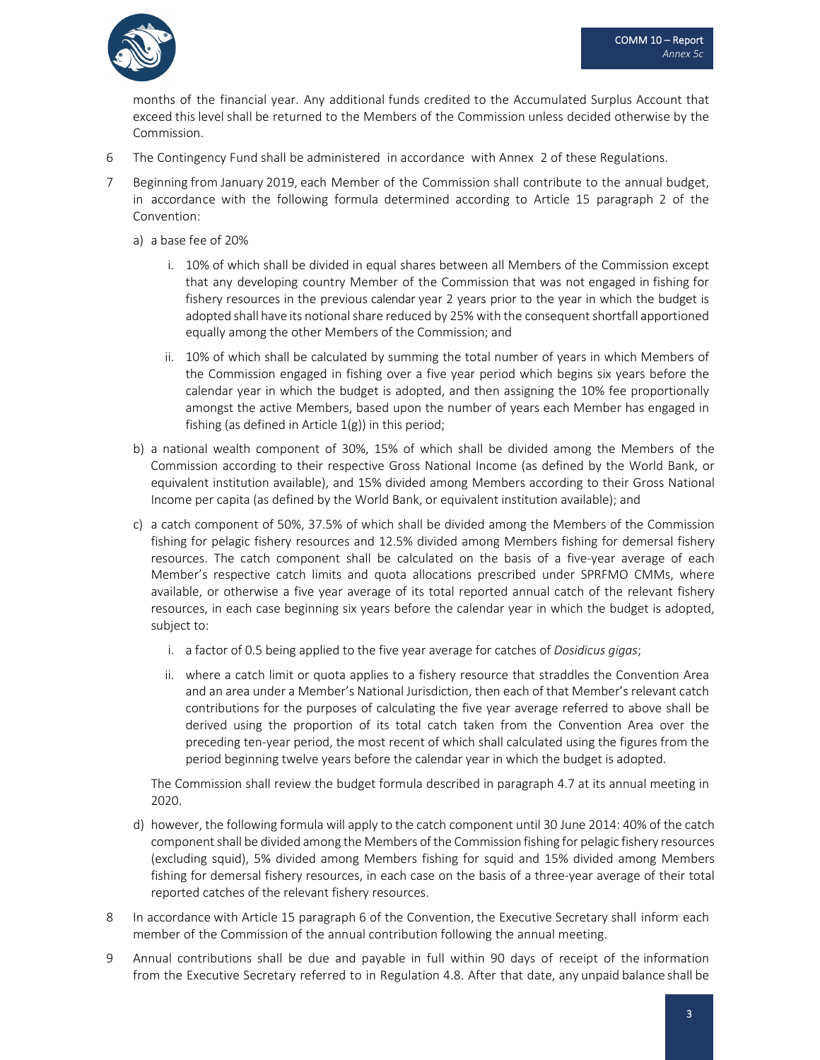months of the financial year. Any additional funds credited to the Accumulated Surplus Account that exceed this level shall be returned to the Members of the Commission unless decided otherwise by the Commission.

6 The Contingency Fund shall be administered in accordance with Annex 2 of these Regulations.

7 Beginning from January 2019, each Member of the Commission shall contribute to the annual budget, in accordance with the following formula determined according to Article 15 paragraph 2 of the Convention:

   a) a base fee of 20%

      i. 10% of which shall be divided in equal shares between all Members of the Commission except that any developing country Member of the Commission that was not engaged in fishing for fishery resources in the previous calendar year 2 years prior to the year in which the budget is adopted shall have its notional share reduced by 25% with the consequent shortfall apportioned equally among the other Members of the Commission; and

      ii. 10% of which shall be calculated by summing the total number of years in which Members of the Commission engaged in fishing over a five year period which begins six years before the calendar year in which the budget is adopted, and then assigning the 10% fee proportionally amongst the active Members, based upon the number of years each Member has engaged in fishing (as defined in Article 1(g)) in this period;

   b) a national wealth component of 30%, 15% of which shall be divided among the Members of the Commission according to their respective Gross National Income (as defined by the World Bank, or equivalent institution available), and 15% divided among Members according to their Gross National Income per capita (as defined by the World Bank, or equivalent institution available); and

   c) a catch component of 50%, 37.5% of which shall be divided among the Members of the Commission fishing for pelagic fishery resources and 12.5% divided among Members fishing for demersal fishery resources. The catch component shall be calculated on the basis of a five-year average of each Member's respective catch limits and quota allocations prescribed under SPRFMO CMMs, where available, or otherwise a five year average of its total reported annual catch of the relevant fishery resources, in each case beginning six years before the calendar year in which the budget is adopted, subject to:

      i. a factor of 0.5 being applied to the five year average for catches of *Dosidicus gigas*;

      ii. where a catch limit or quota applies to a fishery resource that straddles the Convention Area and an area under a Member's National Jurisdiction, then each of that Member's relevant catch contributions for the purposes of calculating the five year average referred to above shall be derived using the proportion of its total catch taken from the Convention Area over the preceding ten-year period, the most recent of which shall calculated using the figures from the period beginning twelve years before the calendar year in which the budget is adopted.

   The Commission shall review the budget formula described in paragraph 4.7 at its annual meeting in 2020.

   d) however, the following formula will apply to the catch component until 30 June 2014: 40% of the catch component shall be divided among the Members of the Commission fishing for pelagic fishery resources (excluding squid), 5% divided among Members fishing for squid and 15% divided among Members fishing for demersal fishery resources, in each case on the basis of a three-year average of their total reported catches of the relevant fishery resources.

8 In accordance with Article 15 paragraph 6 of the Convention, the Executive Secretary shall inform each member of the Commission of the annual contribution following the annual meeting.

9 Annual contributions shall be due and payable in full within 90 days of receipt of the information from the Executive Secretary referred to in Regulation 4.8. After that date, any unpaid balance shall be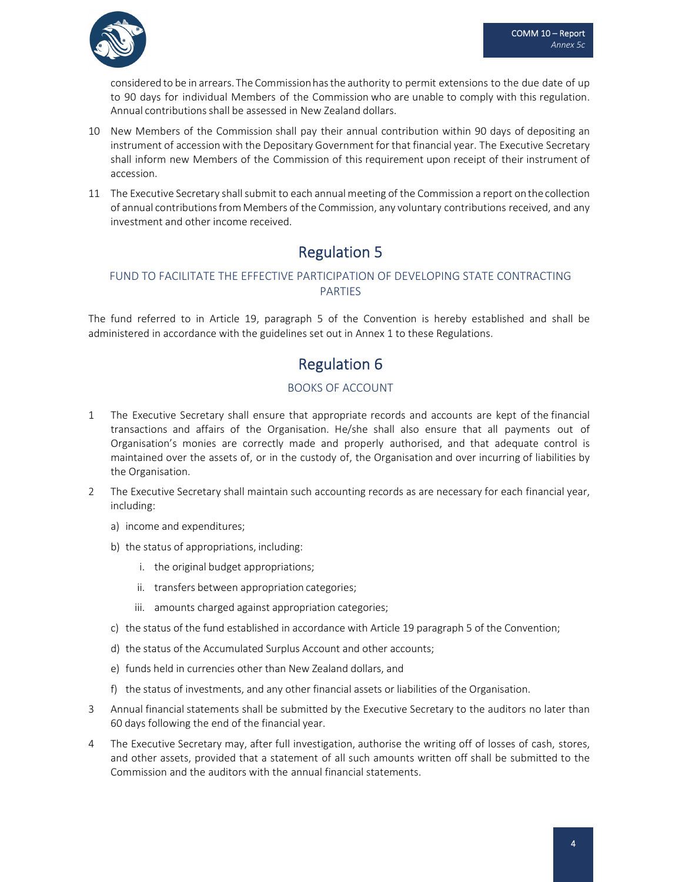considered to be in arrears. The Commission has the authority to permit extensions to the due date of up to 90 days for individual Members of the Commission who are unable to comply with this regulation. Annual contributions shall be assessed in New Zealand dollars.

10 New Members of the Commission shall pay their annual contribution within 90 days of depositing an instrument of accession with the Depositary Government for that financial year. The Executive Secretary shall inform new Members of the Commission of this requirement upon receipt of their instrument of accession.

11 The Executive Secretary shall submit to each annual meeting of the Commission a report on the collection of annual contributions from Members of the Commission, any voluntary contributions received, and any investment and other income received.

## Regulation 5

### FUND TO FACILITATE THE EFFECTIVE PARTICIPATION OF DEVELOPING STATE CONTRACTING PARTIES

The fund referred to in Article 19, paragraph 5 of the Convention is hereby established and shall be administered in accordance with the guidelines set out in Annex 1 to these Regulations.

## Regulation 6

### BOOKS OF ACCOUNT

1 The Executive Secretary shall ensure that appropriate records and accounts are kept of the financial transactions and affairs of the Organisation. He/she shall also ensure that all payments out of Organisation's monies are correctly made and properly authorised, and that adequate control is maintained over the assets of, or in the custody of, the Organisation and over incurring of liabilities by the Organisation.

2 The Executive Secretary shall maintain such accounting records as are necessary for each financial year, including:

   a) income and expenditures;

   b) the status of appropriations, including:

      i. the original budget appropriations;

      ii. transfers between appropriation categories;

      iii. amounts charged against appropriation categories;

   c) the status of the fund established in accordance with Article 19 paragraph 5 of the Convention;

   d) the status of the Accumulated Surplus Account and other accounts;

   e) funds held in currencies other than New Zealand dollars, and

   f) the status of investments, and any other financial assets or liabilities of the Organisation.

3 Annual financial statements shall be submitted by the Executive Secretary to the auditors no later than 60 days following the end of the financial year.

4 The Executive Secretary may, after full investigation, authorise the writing off of losses of cash, stores, and other assets, provided that a statement of all such amounts written off shall be submitted to the Commission and the auditors with the annual financial statements.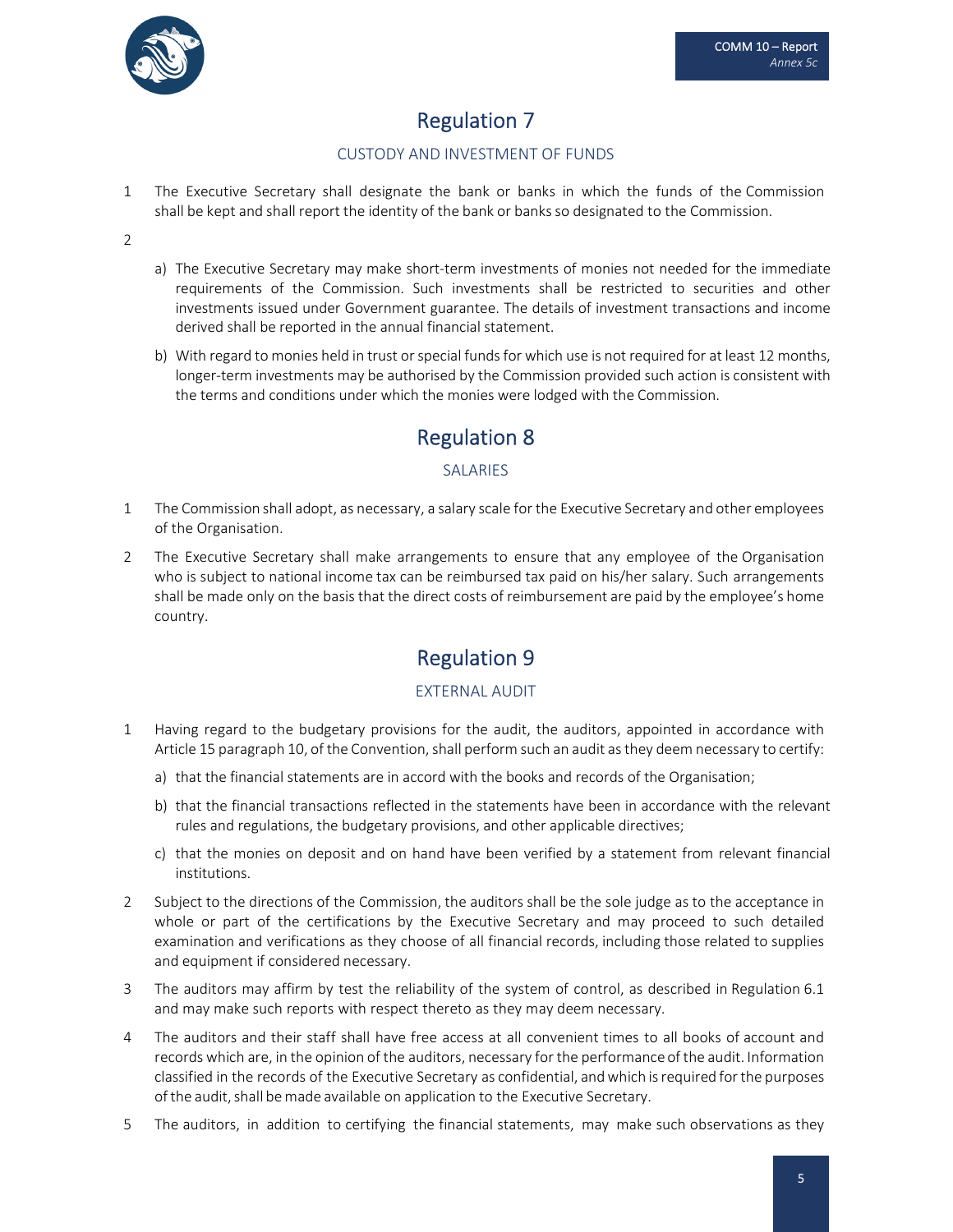## Regulation 7

### CUSTODY AND INVESTMENT OF FUNDS

1 The Executive Secretary shall designate the bank or banks in which the funds of the Commission shall be kept and shall report the identity of the bank or banks so designated to the Commission.

2

a) The Executive Secretary may make short-term investments of monies not needed for the immediate requirements of the Commission. Such investments shall be restricted to securities and other investments issued under Government guarantee. The details of investment transactions and income derived shall be reported in the annual financial statement.

b) With regard to monies held in trust or special funds for which use is not required for at least 12 months, longer-term investments may be authorised by the Commission provided such action is consistent with the terms and conditions under which the monies were lodged with the Commission.

## Regulation 8

### SALARIES

1 The Commission shall adopt, as necessary, a salary scale for the Executive Secretary and other employees of the Organisation.

2 The Executive Secretary shall make arrangements to ensure that any employee of the Organisation who is subject to national income tax can be reimbursed tax paid on his/her salary. Such arrangements shall be made only on the basis that the direct costs of reimbursement are paid by the employee's home country.

## Regulation 9

### EXTERNAL AUDIT

1 Having regard to the budgetary provisions for the audit, the auditors, appointed in accordance with Article 15 paragraph 10, of the Convention, shall perform such an audit as they deem necessary to certify:

a) that the financial statements are in accord with the books and records of the Organisation;

b) that the financial transactions reflected in the statements have been in accordance with the relevant rules and regulations, the budgetary provisions, and other applicable directives;

c) that the monies on deposit and on hand have been verified by a statement from relevant financial institutions.

2 Subject to the directions of the Commission, the auditors shall be the sole judge as to the acceptance in whole or part of the certifications by the Executive Secretary and may proceed to such detailed examination and verifications as they choose of all financial records, including those related to supplies and equipment if considered necessary.

3 The auditors may affirm by test the reliability of the system of control, as described in Regulation 6.1 and may make such reports with respect thereto as they may deem necessary.

4 The auditors and their staff shall have free access at all convenient times to all books of account and records which are, in the opinion of the auditors, necessary for the performance of the audit. Information classified in the records of the Executive Secretary as confidential, and which is required for the purposes of the audit, shall be made available on application to the Executive Secretary.

5 The auditors, in addition to certifying the financial statements, may make such observations as they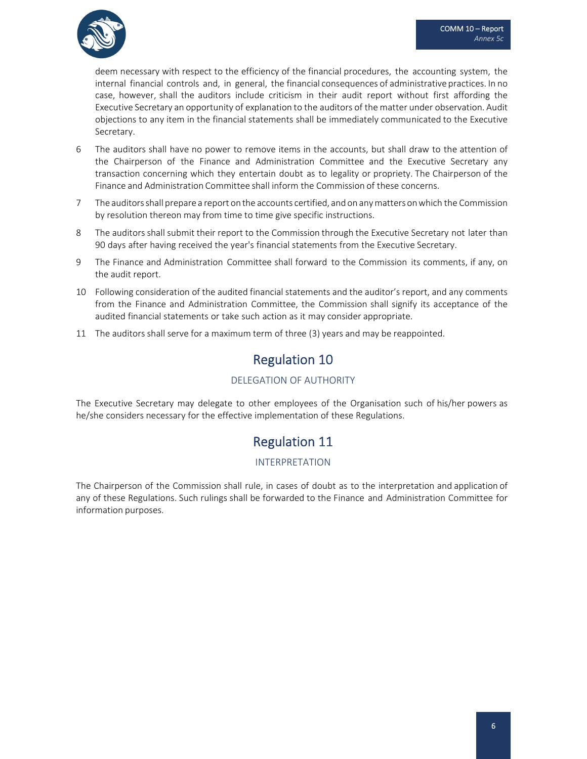deem necessary with respect to the efficiency of the financial procedures, the accounting system, the internal financial controls and, in general, the financial consequences of administrative practices. In no case, however, shall the auditors include criticism in their audit report without first affording the Executive Secretary an opportunity of explanation to the auditors of the matter under observation. Audit objections to any item in the financial statements shall be immediately communicated to the Executive Secretary.

6 The auditors shall have no power to remove items in the accounts, but shall draw to the attention of the Chairperson of the Finance and Administration Committee and the Executive Secretary any transaction concerning which they entertain doubt as to legality or propriety. The Chairperson of the Finance and Administration Committee shall inform the Commission of these concerns.

7 The auditors shall prepare a report on the accounts certified, and on any matters on which the Commission by resolution thereon may from time to time give specific instructions.

8 The auditors shall submit their report to the Commission through the Executive Secretary not later than 90 days after having received the year's financial statements from the Executive Secretary.

9 The Finance and Administration Committee shall forward to the Commission its comments, if any, on the audit report.

10 Following consideration of the audited financial statements and the auditor's report, and any comments from the Finance and Administration Committee, the Commission shall signify its acceptance of the audited financial statements or take such action as it may consider appropriate.

11 The auditors shall serve for a maximum term of three (3) years and may be reappointed.

## Regulation 10

### DELEGATION OF AUTHORITY

The Executive Secretary may delegate to other employees of the Organisation such of his/her powers as he/she considers necessary for the effective implementation of these Regulations.

## Regulation 11

### INTERPRETATION

The Chairperson of the Commission shall rule, in cases of doubt as to the interpretation and application of any of these Regulations. Such rulings shall be forwarded to the Finance and Administration Committee for information purposes.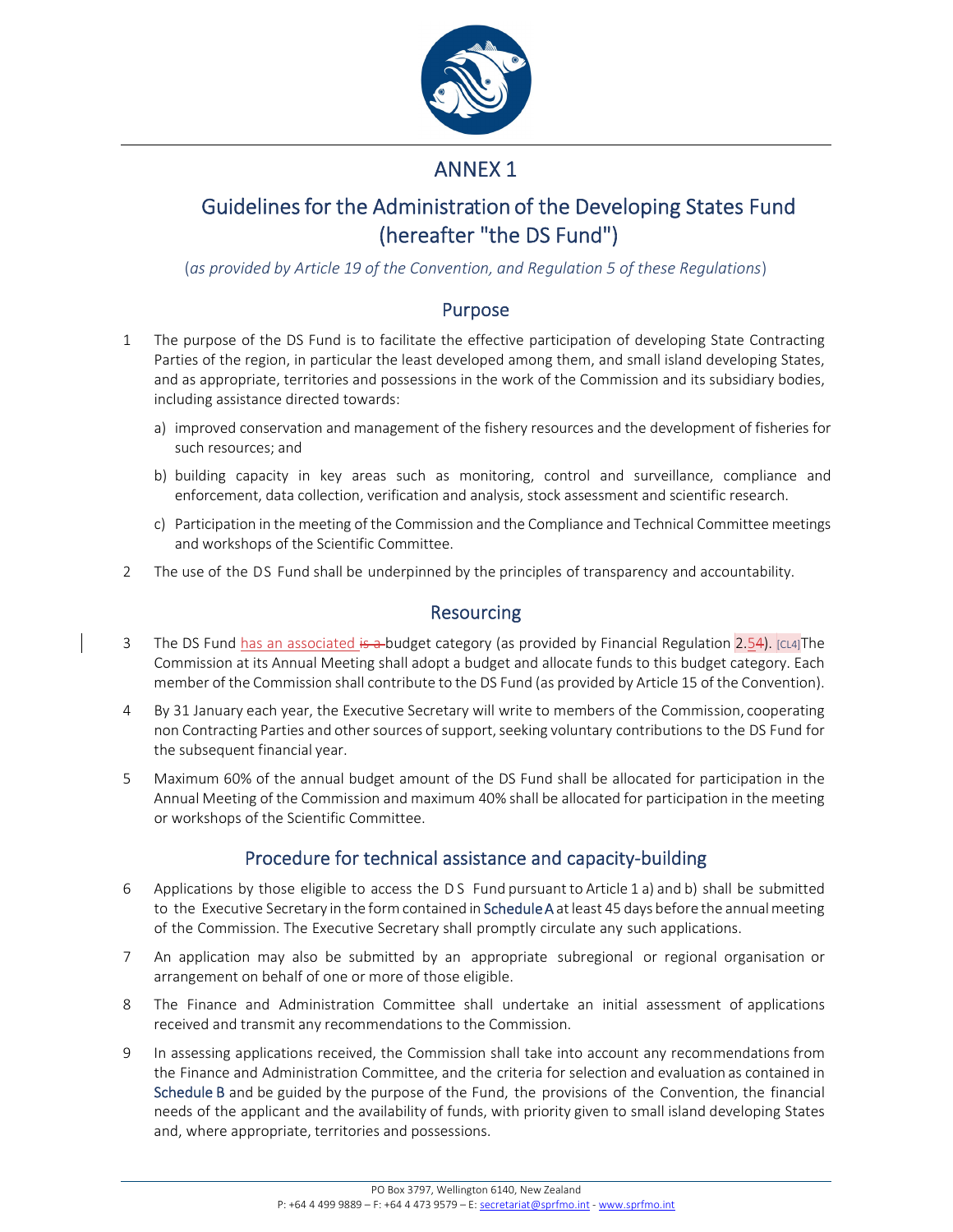# ANNEX 1

## Guidelines for the Administration of the Developing States Fund (hereafter "the DS Fund")

(*as provided by Article 19 of the Convention, and Regulation 5 of these Regulations*)

### Purpose

1. The purpose of the DS Fund is to facilitate the effective participation of developing State Contracting Parties of the region, in particular the least developed among them, and small island developing States, and as appropriate, territories and possessions in the work of the Commission and its subsidiary bodies, including assistance directed towards:

   a) improved conservation and management of the fishery resources and the development of fisheries for such resources; and

   b) building capacity in key areas such as monitoring, control and surveillance, compliance and enforcement, data collection, verification and analysis, stock assessment and scientific research.

   c) Participation in the meeting of the Commission and the Compliance and Technical Committee meetings and workshops of the Scientific Committee.

2. The use of the DS Fund shall be underpinned by the principles of transparency and accountability.

### Resourcing

3. The DS Fund has an associated ~~is a~~ budget category (as provided by Financial Regulation 2.5~~4~~). [CL4]The Commission at its Annual Meeting shall adopt a budget and allocate funds to this budget category. Each member of the Commission shall contribute to the DS Fund (as provided by Article 15 of the Convention).

4. By 31 January each year, the Executive Secretary will write to members of the Commission, cooperating non Contracting Parties and other sources of support, seeking voluntary contributions to the DS Fund for the subsequent financial year.

5. Maximum 60% of the annual budget amount of the DS Fund shall be allocated for participation in the Annual Meeting of the Commission and maximum 40% shall be allocated for participation in the meeting or workshops of the Scientific Committee.

### Procedure for technical assistance and capacity-building

6. Applications by those eligible to access the DS Fund pursuant to Article 1 a) and b) shall be submitted to the Executive Secretary in the form contained in Schedule A at least 45 days before the annual meeting of the Commission. The Executive Secretary shall promptly circulate any such applications.

7. An application may also be submitted by an appropriate subregional or regional organisation or arrangement on behalf of one or more of those eligible.

8. The Finance and Administration Committee shall undertake an initial assessment of applications received and transmit any recommendations to the Commission.

9. In assessing applications received, the Commission shall take into account any recommendations from the Finance and Administration Committee, and the criteria for selection and evaluation as contained in Schedule B and be guided by the purpose of the Fund, the provisions of the Convention, the financial needs of the applicant and the availability of funds, with priority given to small island developing States and, where appropriate, territories and possessions.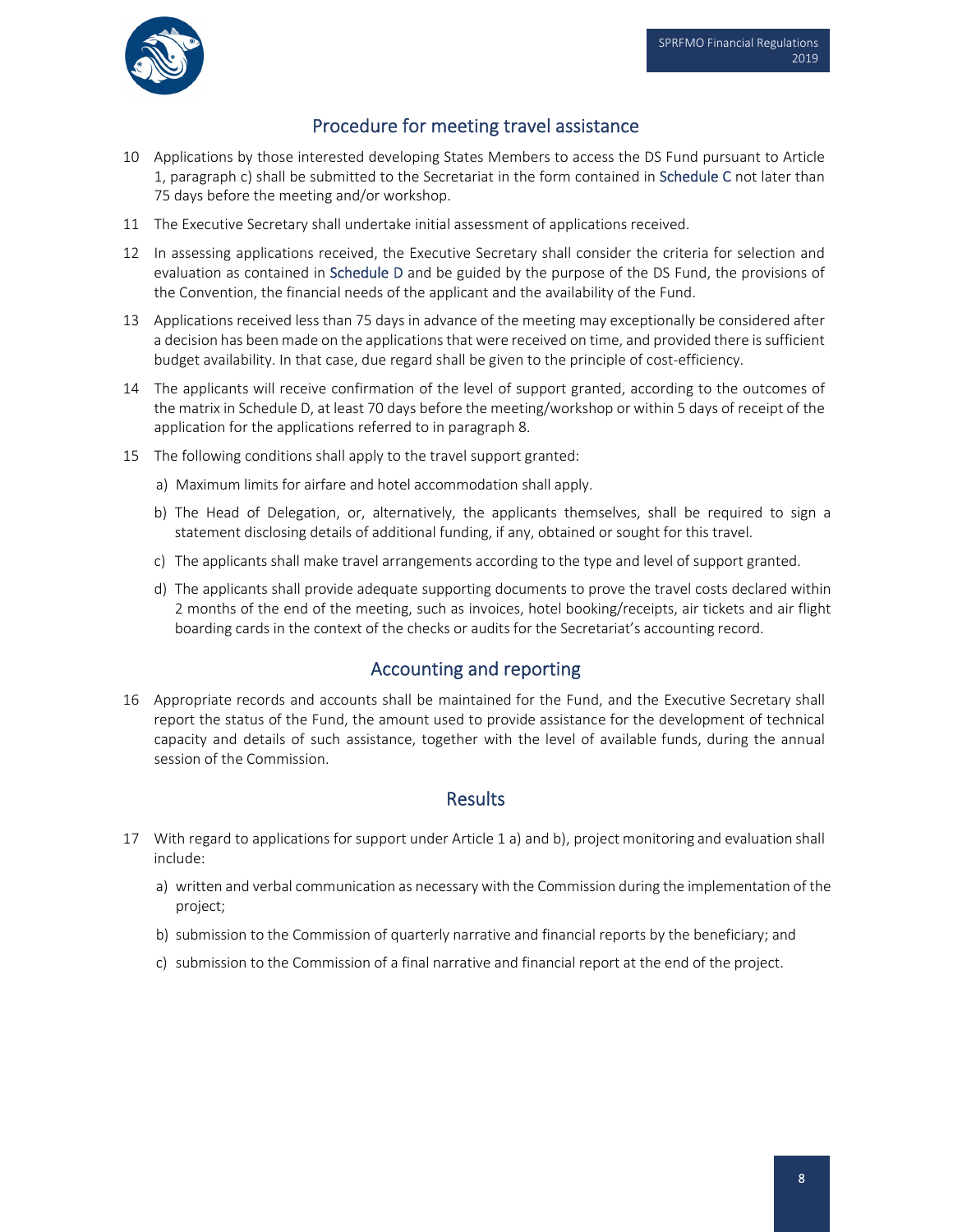## Procedure for meeting travel assistance

10 Applications by those interested developing States Members to access the DS Fund pursuant to Article 1, paragraph c) shall be submitted to the Secretariat in the form contained in Schedule C not later than 75 days before the meeting and/or workshop.

11 The Executive Secretary shall undertake initial assessment of applications received.

12 In assessing applications received, the Executive Secretary shall consider the criteria for selection and evaluation as contained in Schedule D and be guided by the purpose of the DS Fund, the provisions of the Convention, the financial needs of the applicant and the availability of the Fund.

13 Applications received less than 75 days in advance of the meeting may exceptionally be considered after a decision has been made on the applications that were received on time, and provided there is sufficient budget availability. In that case, due regard shall be given to the principle of cost-efficiency.

14 The applicants will receive confirmation of the level of support granted, according to the outcomes of the matrix in Schedule D, at least 70 days before the meeting/workshop or within 5 days of receipt of the application for the applications referred to in paragraph 8.

15 The following conditions shall apply to the travel support granted:

a) Maximum limits for airfare and hotel accommodation shall apply.

b) The Head of Delegation, or, alternatively, the applicants themselves, shall be required to sign a statement disclosing details of additional funding, if any, obtained or sought for this travel.

c) The applicants shall make travel arrangements according to the type and level of support granted.

d) The applicants shall provide adequate supporting documents to prove the travel costs declared within 2 months of the end of the meeting, such as invoices, hotel booking/receipts, air tickets and air flight boarding cards in the context of the checks or audits for the Secretariat's accounting record.

## Accounting and reporting

16 Appropriate records and accounts shall be maintained for the Fund, and the Executive Secretary shall report the status of the Fund, the amount used to provide assistance for the development of technical capacity and details of such assistance, together with the level of available funds, during the annual session of the Commission.

## Results

17 With regard to applications for support under Article 1 a) and b), project monitoring and evaluation shall include:

a) written and verbal communication as necessary with the Commission during the implementation of the project;

b) submission to the Commission of quarterly narrative and financial reports by the beneficiary; and

c) submission to the Commission of a final narrative and financial report at the end of the project.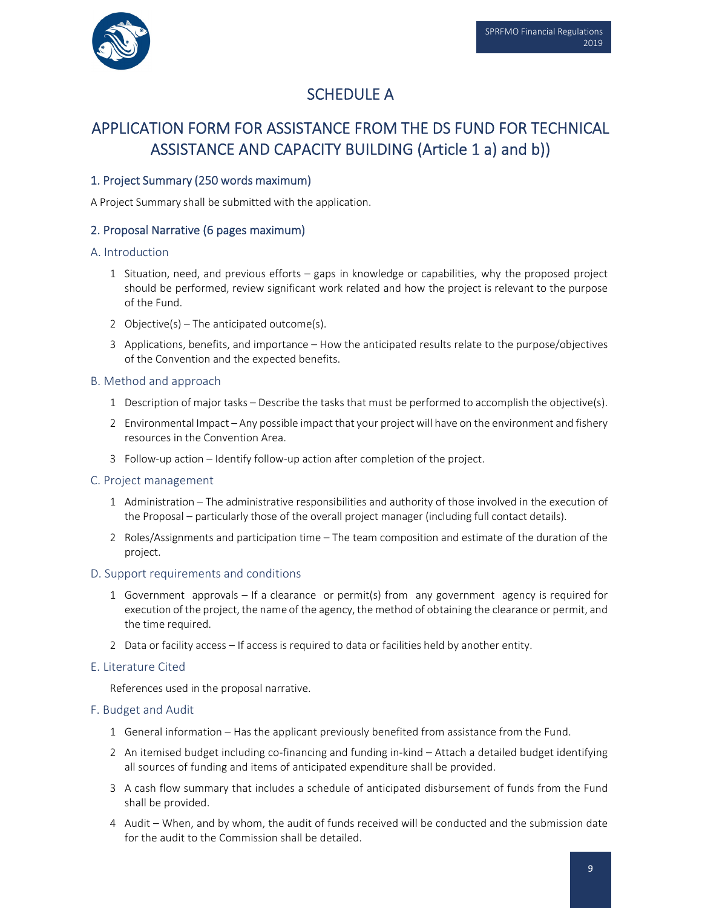# SCHEDULE A

## APPLICATION FORM FOR ASSISTANCE FROM THE DS FUND FOR TECHNICAL ASSISTANCE AND CAPACITY BUILDING (Article 1 a) and b))

### 1. Project Summary (250 words maximum)

A Project Summary shall be submitted with the application.

### 2. Proposal Narrative (6 pages maximum)

#### A. Introduction

1. Situation, need, and previous efforts – gaps in knowledge or capabilities, why the proposed project should be performed, review significant work related and how the project is relevant to the purpose of the Fund.
2. Objective(s) – The anticipated outcome(s).
3. Applications, benefits, and importance – How the anticipated results relate to the purpose/objectives of the Convention and the expected benefits.

#### B. Method and approach

1. Description of major tasks – Describe the tasks that must be performed to accomplish the objective(s).
2. Environmental Impact – Any possible impact that your project will have on the environment and fishery resources in the Convention Area.
3. Follow-up action – Identify follow-up action after completion of the project.

#### C. Project management

1. Administration – The administrative responsibilities and authority of those involved in the execution of the Proposal – particularly those of the overall project manager (including full contact details).
2. Roles/Assignments and participation time – The team composition and estimate of the duration of the project.

#### D. Support requirements and conditions

1. Government approvals – If a clearance or permit(s) from any government agency is required for execution of the project, the name of the agency, the method of obtaining the clearance or permit, and the time required.
2. Data or facility access – If access is required to data or facilities held by another entity.

#### E. Literature Cited

References used in the proposal narrative.

#### F. Budget and Audit

1. General information – Has the applicant previously benefited from assistance from the Fund.
2. An itemised budget including co-financing and funding in-kind – Attach a detailed budget identifying all sources of funding and items of anticipated expenditure shall be provided.
3. A cash flow summary that includes a schedule of anticipated disbursement of funds from the Fund shall be provided.
4. Audit – When, and by whom, the audit of funds received will be conducted and the submission date for the audit to the Commission shall be detailed.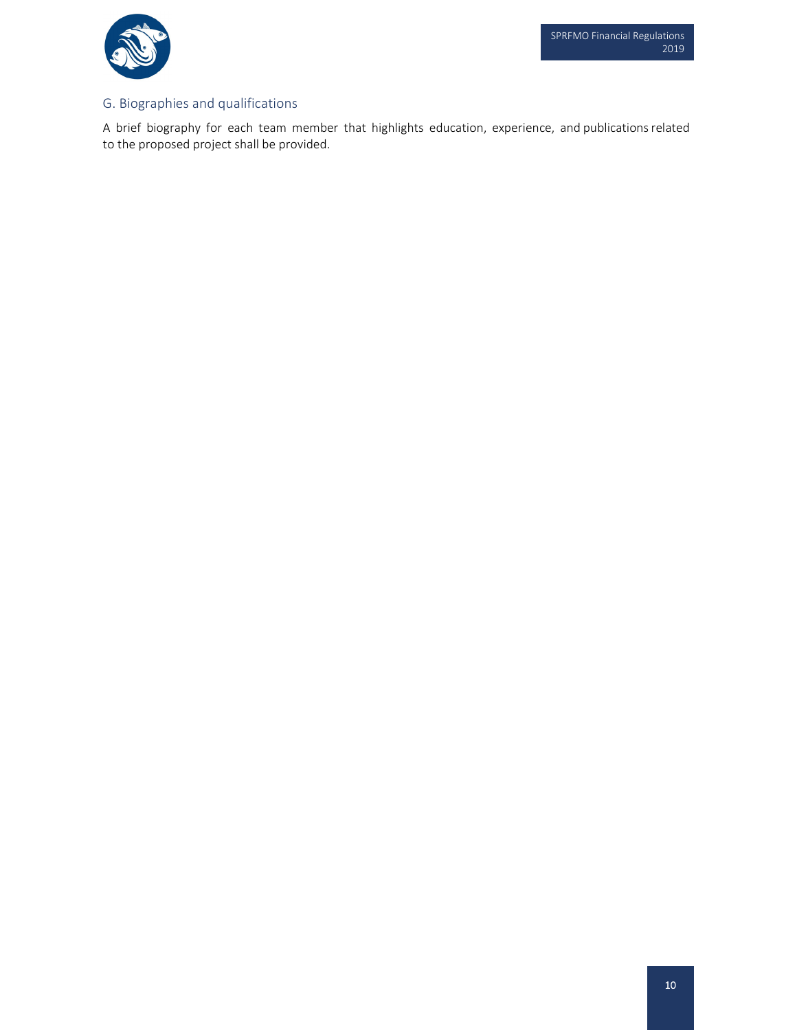## G. Biographies and qualifications

A brief biography for each team member that highlights education, experience, and publications related to the proposed project shall be provided.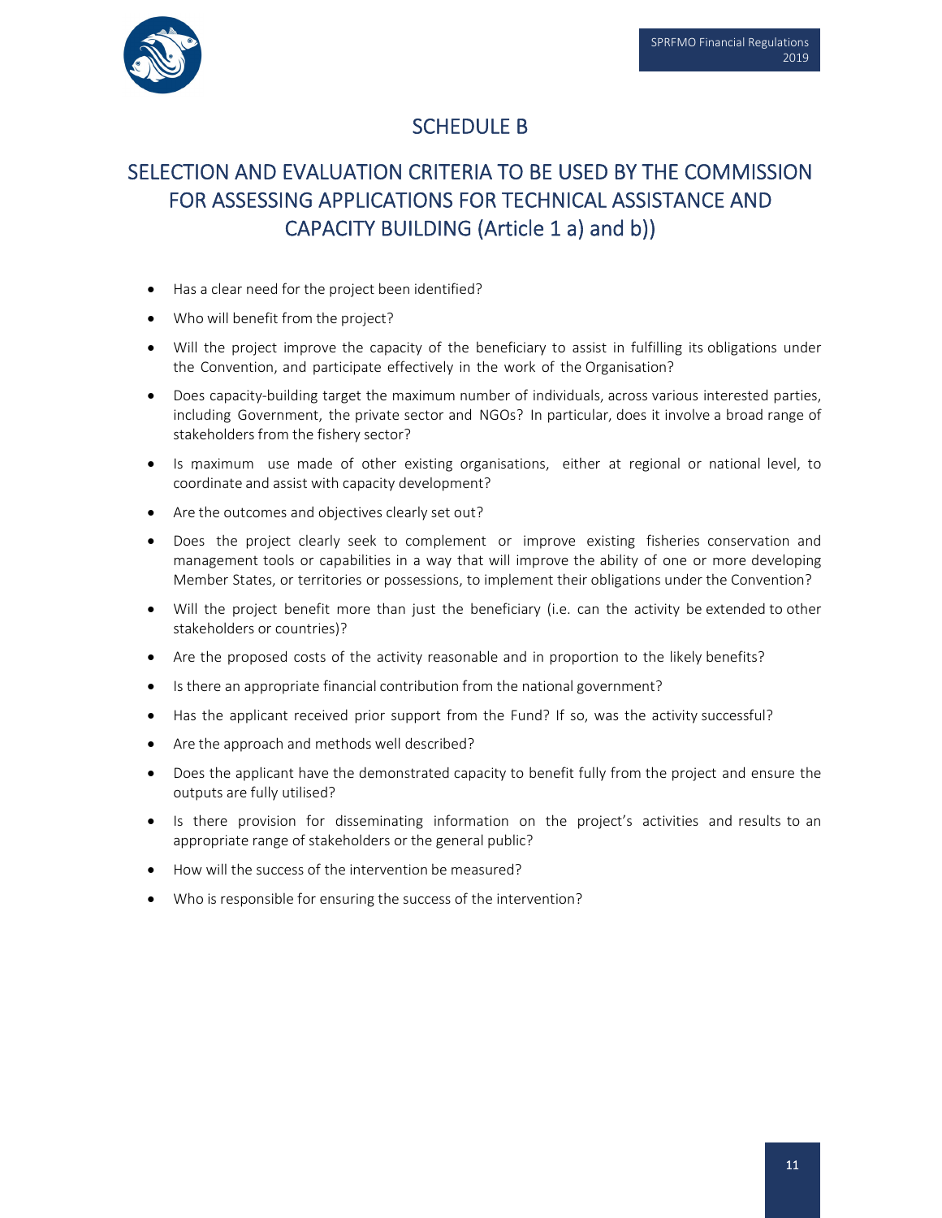# SCHEDULE B

## SELECTION AND EVALUATION CRITERIA TO BE USED BY THE COMMISSION FOR ASSESSING APPLICATIONS FOR TECHNICAL ASSISTANCE AND CAPACITY BUILDING (Article 1 a) and b))

- Has a clear need for the project been identified?
- Who will benefit from the project?
- Will the project improve the capacity of the beneficiary to assist in fulfilling its obligations under the Convention, and participate effectively in the work of the Organisation?
- Does capacity-building target the maximum number of individuals, across various interested parties, including Government, the private sector and NGOs? In particular, does it involve a broad range of stakeholders from the fishery sector?
- Is maximum use made of other existing organisations, either at regional or national level, to coordinate and assist with capacity development?
- Are the outcomes and objectives clearly set out?
- Does the project clearly seek to complement or improve existing fisheries conservation and management tools or capabilities in a way that will improve the ability of one or more developing Member States, or territories or possessions, to implement their obligations under the Convention?
- Will the project benefit more than just the beneficiary (i.e. can the activity be extended to other stakeholders or countries)?
- Are the proposed costs of the activity reasonable and in proportion to the likely benefits?
- Is there an appropriate financial contribution from the national government?
- Has the applicant received prior support from the Fund? If so, was the activity successful?
- Are the approach and methods well described?
- Does the applicant have the demonstrated capacity to benefit fully from the project and ensure the outputs are fully utilised?
- Is there provision for disseminating information on the project's activities and results to an appropriate range of stakeholders or the general public?
- How will the success of the intervention be measured?
- Who is responsible for ensuring the success of the intervention?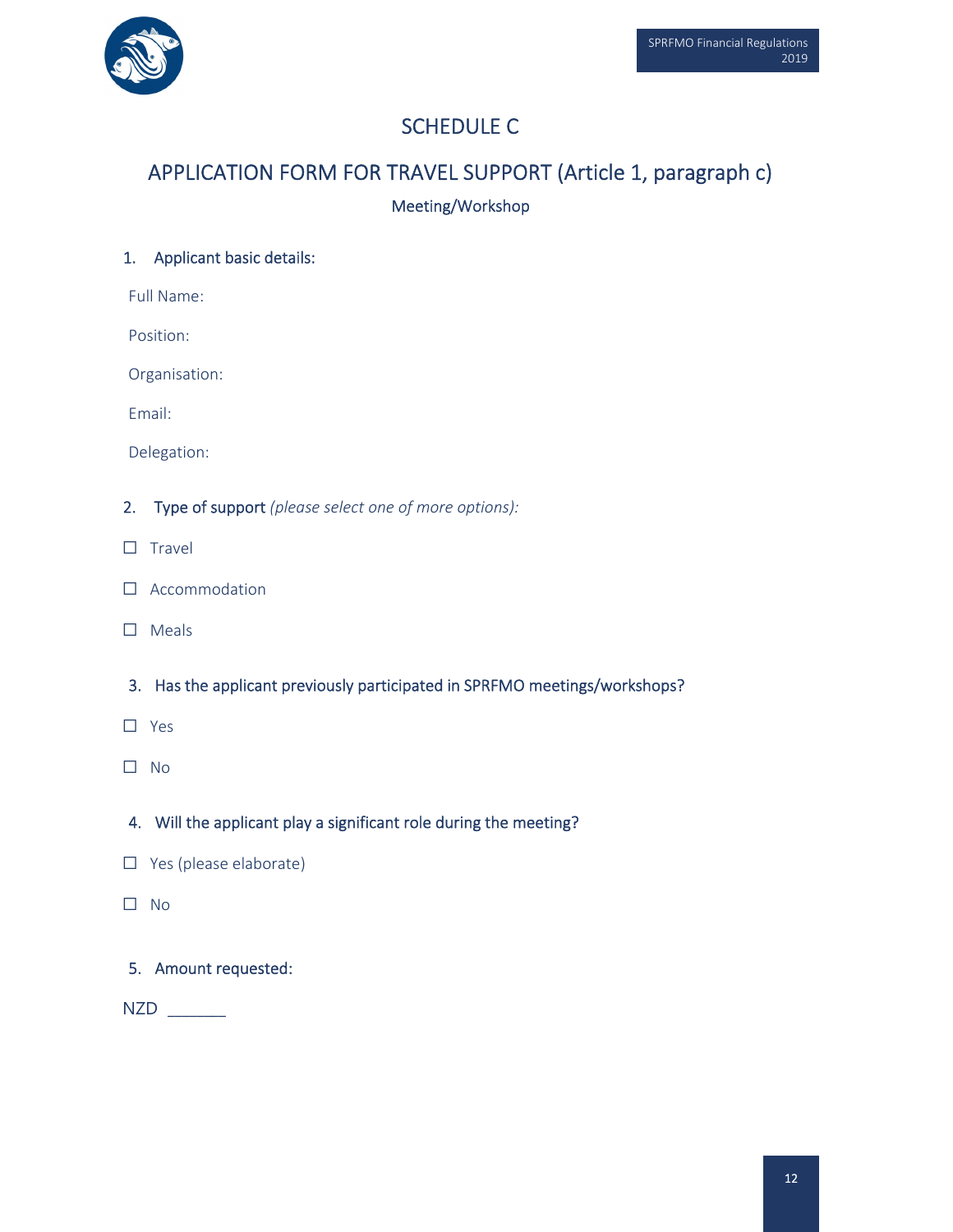# SCHEDULE C

## APPLICATION FORM FOR TRAVEL SUPPORT (Article 1, paragraph c)

Meeting/Workshop

1. **Applicant basic details:**

Full Name:

Position:

Organisation:

Email:

Delegation:

2. **Type of support** *(please select one of more options):*

☐ Travel

☐ Accommodation

☐ Meals

3. **Has the applicant previously participated in SPRFMO meetings/workshops?**

☐ Yes

☐ No

4. **Will the applicant play a significant role during the meeting?**

☐ Yes (please elaborate)

☐ No

5. **Amount requested:**

NZD ______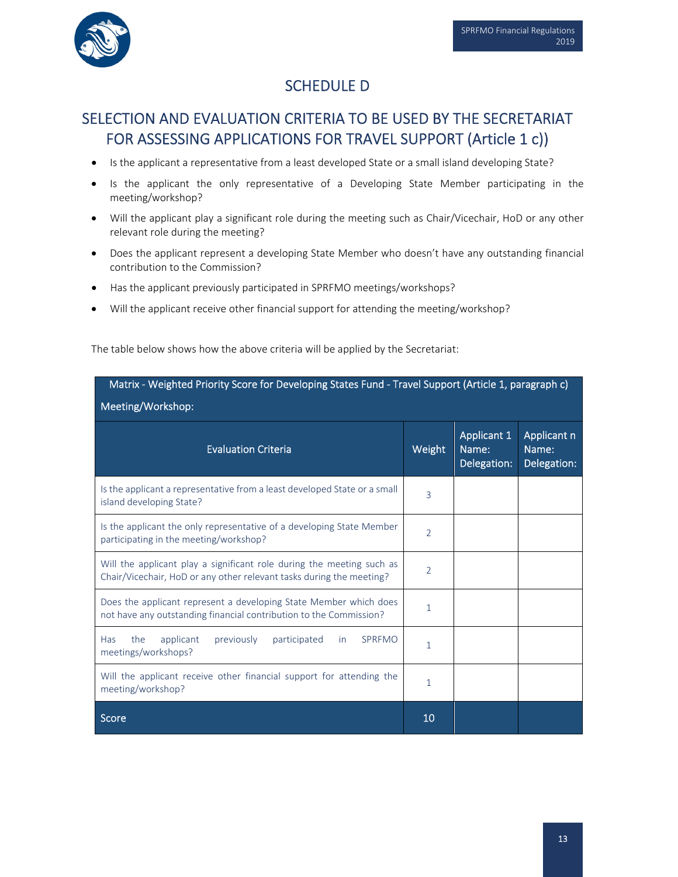# SCHEDULE D

## SELECTION AND EVALUATION CRITERIA TO BE USED BY THE SECRETARIAT FOR ASSESSING APPLICATIONS FOR TRAVEL SUPPORT (Article 1 c))

- Is the applicant a representative from a least developed State or a small island developing State?
- Is the applicant the only representative of a Developing State Member participating in the meeting/workshop?
- Will the applicant play a significant role during the meeting such as Chair/Vicechair, HoD or any other relevant role during the meeting?
- Does the applicant represent a developing State Member who doesn't have any outstanding financial contribution to the Commission?
- Has the applicant previously participated in SPRFMO meetings/workshops?
- Will the applicant receive other financial support for attending the meeting/workshop?

The table below shows how the above criteria will be applied by the Secretariat:

| Matrix - Weighted Priority Score for Developing States Fund - Travel Support (Article 1, paragraph c)<br>Meeting/Workshop: | | | |
|---|---|---|---|
| **Evaluation Criteria** | **Weight** | **Applicant 1 Name: Delegation:** | **Applicant n Name: Delegation:** |
| Is the applicant a representative from a least developed State or a small island developing State? | 3 | | |
| Is the applicant the only representative of a developing State Member participating in the meeting/workshop? | 2 | | |
| Will the applicant play a significant role during the meeting such as Chair/Vicechair, HoD or any other relevant tasks during the meeting? | 2 | | |
| Does the applicant represent a developing State Member which does not have any outstanding financial contribution to the Commission? | 1 | | |
| Has the applicant previously participated in SPRFMO meetings/workshops? | 1 | | |
| Will the applicant receive other financial support for attending the meeting/workshop? | 1 | | |
| **Score** | **10** | | |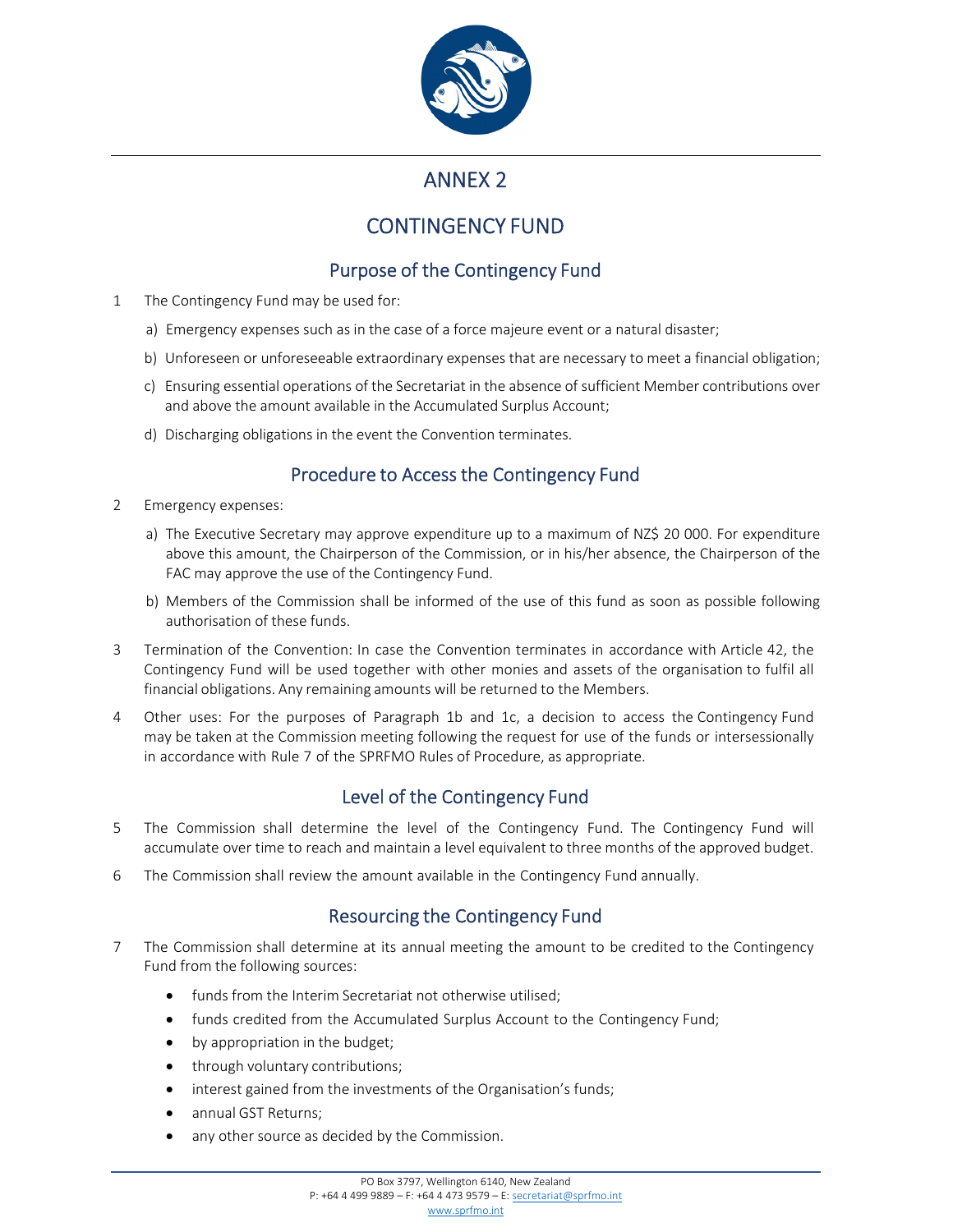# ANNEX 2

# CONTINGENCY FUND

## Purpose of the Contingency Fund

1 The Contingency Fund may be used for:

   a) Emergency expenses such as in the case of a force majeure event or a natural disaster;

   b) Unforeseen or unforeseeable extraordinary expenses that are necessary to meet a financial obligation;

   c) Ensuring essential operations of the Secretariat in the absence of sufficient Member contributions over and above the amount available in the Accumulated Surplus Account;

   d) Discharging obligations in the event the Convention terminates.

## Procedure to Access the Contingency Fund

2 Emergency expenses:

   a) The Executive Secretary may approve expenditure up to a maximum of NZ$ 20 000. For expenditure above this amount, the Chairperson of the Commission, or in his/her absence, the Chairperson of the FAC may approve the use of the Contingency Fund.

   b) Members of the Commission shall be informed of the use of this fund as soon as possible following authorisation of these funds.

3 Termination of the Convention: In case the Convention terminates in accordance with Article 42, the Contingency Fund will be used together with other monies and assets of the organisation to fulfil all financial obligations. Any remaining amounts will be returned to the Members.

4 Other uses: For the purposes of Paragraph 1b and 1c, a decision to access the Contingency Fund may be taken at the Commission meeting following the request for use of the funds or intersessionally in accordance with Rule 7 of the SPRFMO Rules of Procedure, as appropriate.

## Level of the Contingency Fund

5 The Commission shall determine the level of the Contingency Fund. The Contingency Fund will accumulate over time to reach and maintain a level equivalent to three months of the approved budget.

6 The Commission shall review the amount available in the Contingency Fund annually.

## Resourcing the Contingency Fund

7 The Commission shall determine at its annual meeting the amount to be credited to the Contingency Fund from the following sources:

- funds from the Interim Secretariat not otherwise utilised;
- funds credited from the Accumulated Surplus Account to the Contingency Fund;
- by appropriation in the budget;
- through voluntary contributions;
- interest gained from the investments of the Organisation's funds;
- annual GST Returns;
- any other source as decided by the Commission.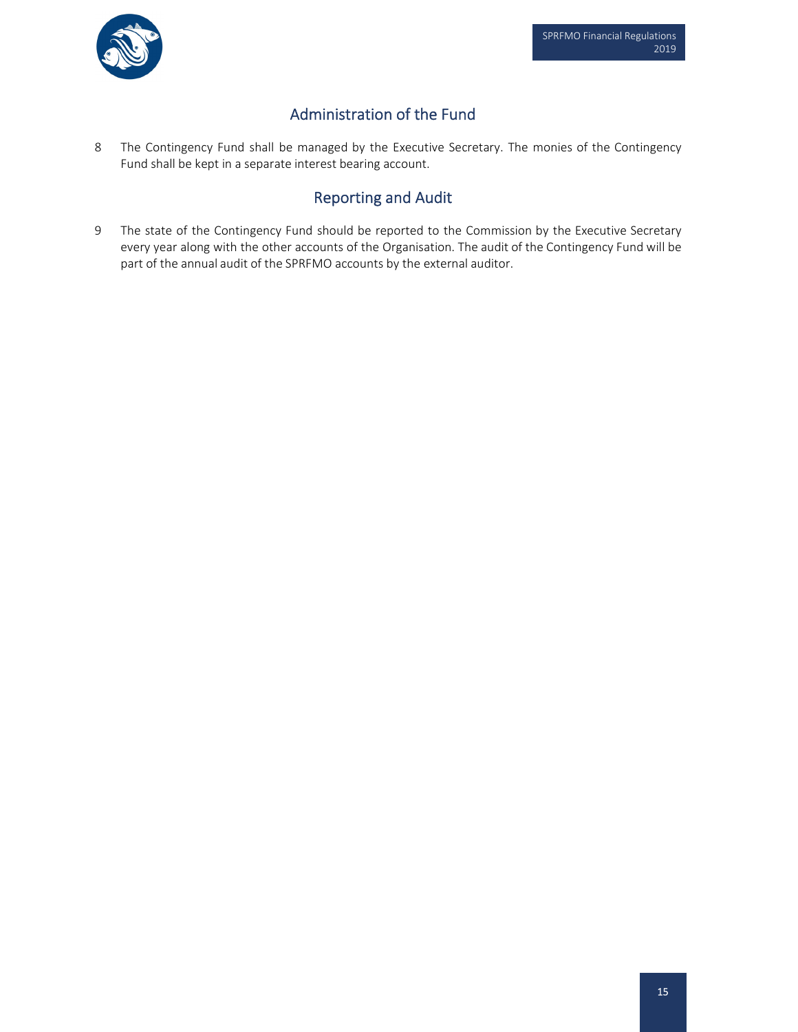## Administration of the Fund

8 The Contingency Fund shall be managed by the Executive Secretary. The monies of the Contingency Fund shall be kept in a separate interest bearing account.

## Reporting and Audit

9 The state of the Contingency Fund should be reported to the Commission by the Executive Secretary every year along with the other accounts of the Organisation. The audit of the Contingency Fund will be part of the annual audit of the SPRFMO accounts by the external auditor.